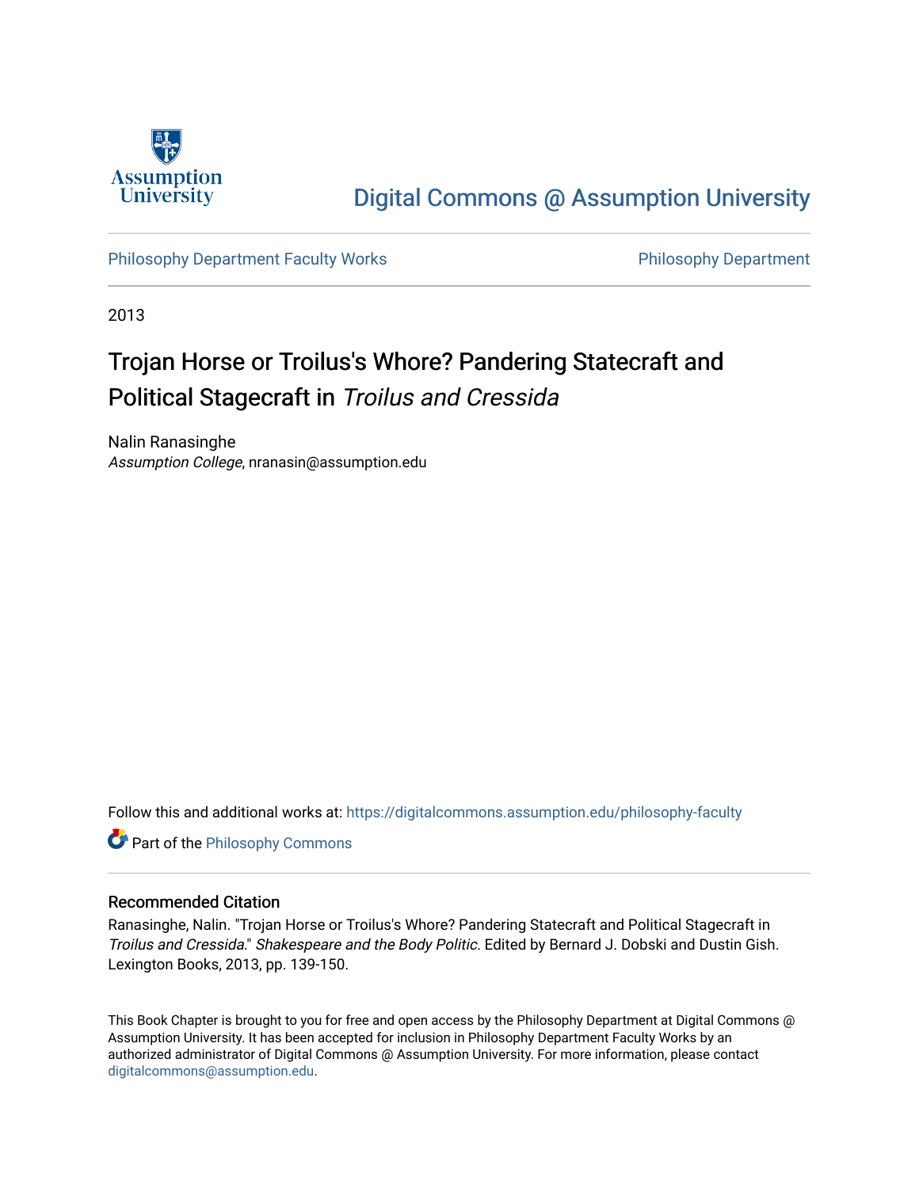Digital Commons @ Assumption University

Philosophy Department Faculty Works

Philosophy Department

2013

# Trojan Horse or Troilus's Whore? Pandering Statecraft and Political Stagecraft in *Troilus and Cressida*

Nalin Ranasinghe
*Assumption College*, nranasin@assumption.edu

Follow this and additional works at: https://digitalcommons.assumption.edu/philosophy-faculty

Part of the Philosophy Commons

## Recommended Citation

Ranasinghe, Nalin. "Trojan Horse or Troilus's Whore? Pandering Statecraft and Political Stagecraft in *Troilus and Cressida*." *Shakespeare and the Body Politic*. Edited by Bernard J. Dobski and Dustin Gish. Lexington Books, 2013, pp. 139-150.

This Book Chapter is brought to you for free and open access by the Philosophy Department at Digital Commons @ Assumption University. It has been accepted for inclusion in Philosophy Department Faculty Works by an authorized administrator of Digital Commons @ Assumption University. For more information, please contact digitalcommons@assumption.edu.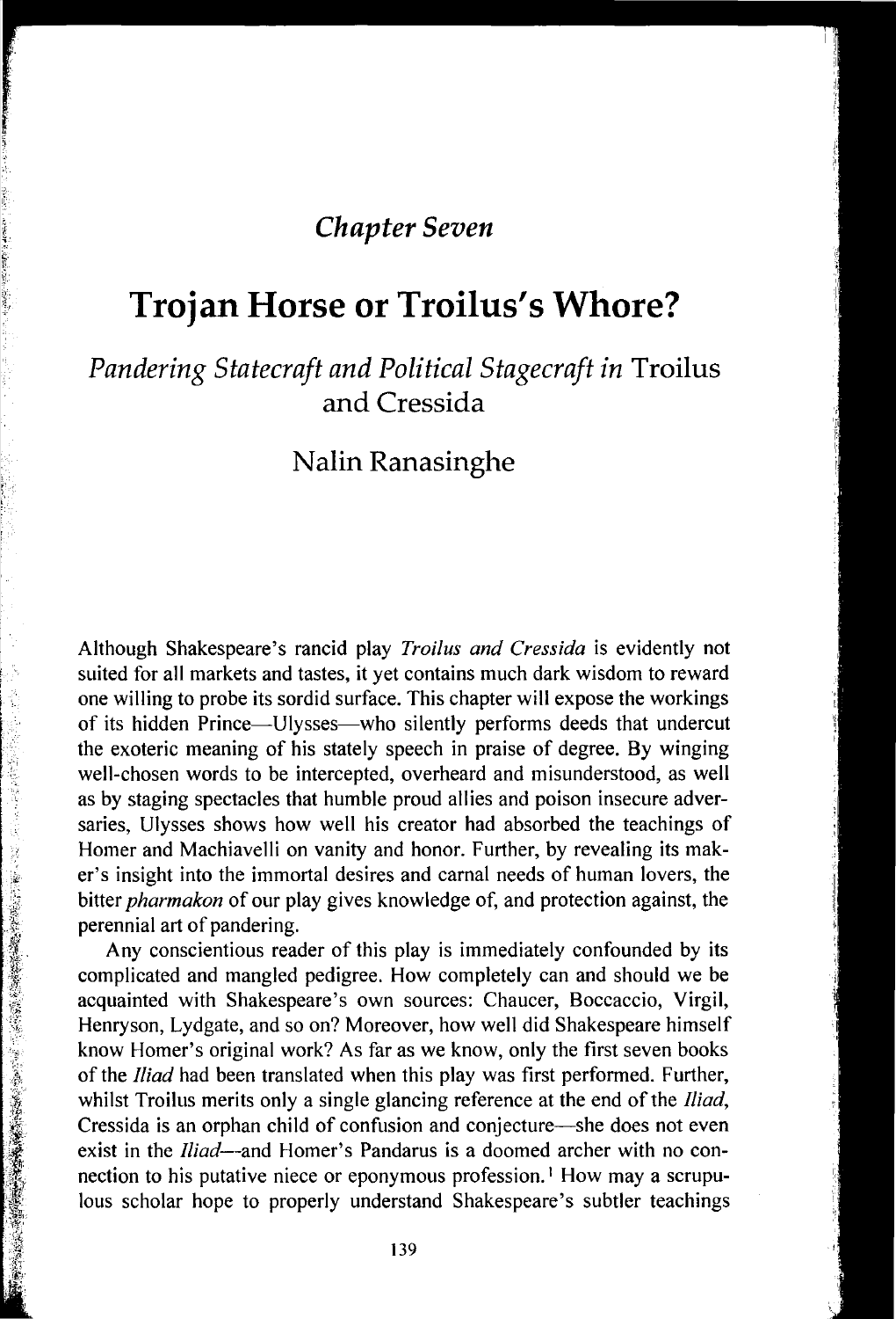*Chapter Seven*

# Trojan Horse or Troilus's Whore?

## *Pandering Statecraft and Political Stagecraft in* Troilus and Cressida

### Nalin Ranasinghe

Although Shakespeare's rancid play *Troilus and Cressida* is evidently not suited for all markets and tastes, it yet contains much dark wisdom to reward one willing to probe its sordid surface. This chapter will expose the workings of its hidden Prince—Ulysses—who silently performs deeds that undercut the exoteric meaning of his stately speech in praise of degree. By winging well-chosen words to be intercepted, overheard and misunderstood, as well as by staging spectacles that humble proud allies and poison insecure adversaries, Ulysses shows how well his creator had absorbed the teachings of Homer and Machiavelli on vanity and honor. Further, by revealing its maker's insight into the immortal desires and carnal needs of human lovers, the bitter *pharmakon* of our play gives knowledge of, and protection against, the perennial art of pandering.

Any conscientious reader of this play is immediately confounded by its complicated and mangled pedigree. How completely can and should we be acquainted with Shakespeare's own sources: Chaucer, Boccaccio, Virgil, Henryson, Lydgate, and so on? Moreover, how well did Shakespeare himself know Homer's original work? As far as we know, only the first seven books of the *Iliad* had been translated when this play was first performed. Further, whilst Troilus merits only a single glancing reference at the end of the *Iliad*, Cressida is an orphan child of confusion and conjecture—she does not even exist in the *Iliad*—and Homer's Pandarus is a doomed archer with no connection to his putative niece or eponymous profession.[1] How may a scrupulous scholar hope to properly understand Shakespeare's subtler teachings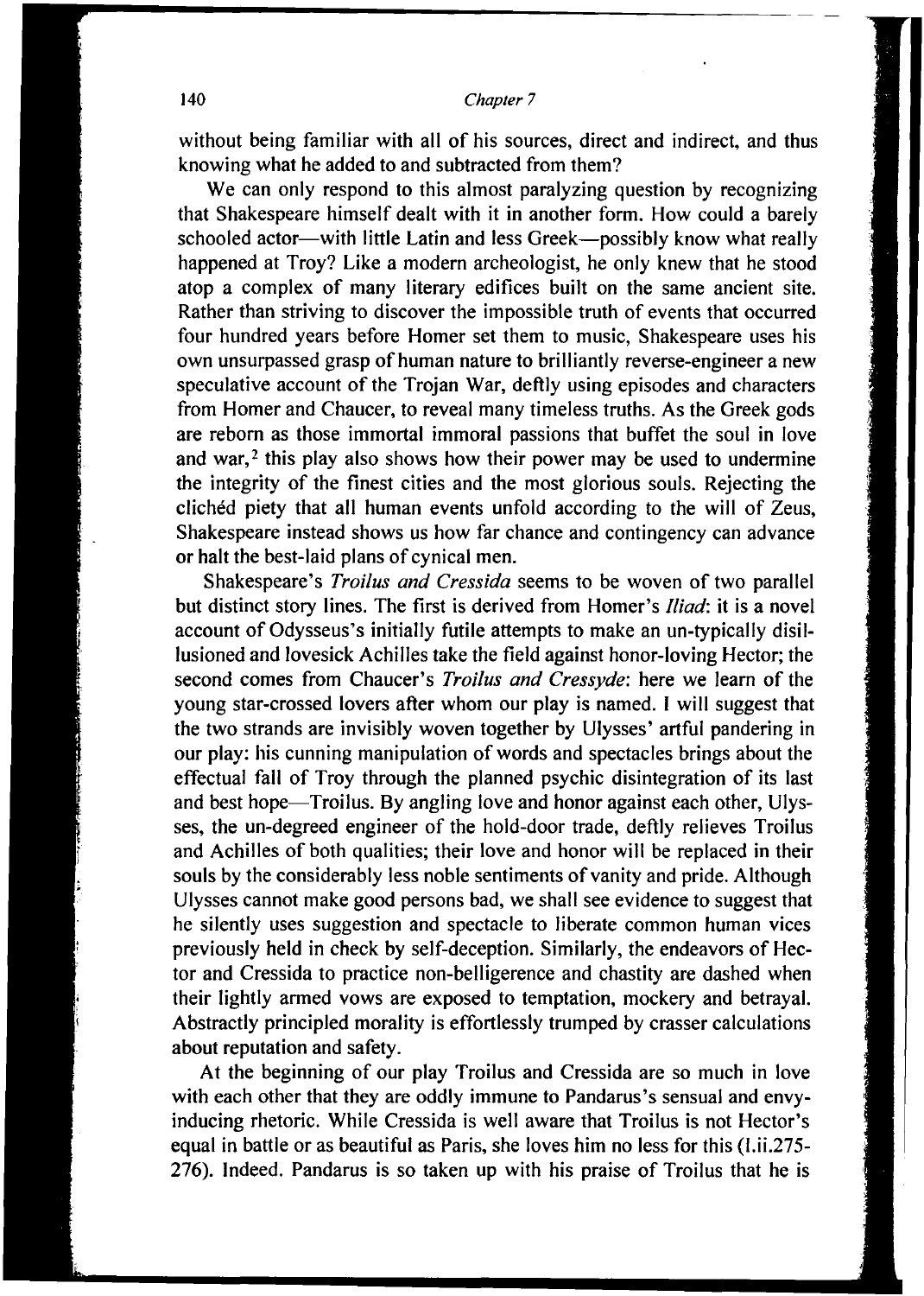without being familiar with all of his sources, direct and indirect, and thus knowing what he added to and subtracted from them?

We can only respond to this almost paralyzing question by recognizing that Shakespeare himself dealt with it in another form. How could a barely schooled actor—with little Latin and less Greek—possibly know what really happened at Troy? Like a modern archeologist, he only knew that he stood atop a complex of many literary edifices built on the same ancient site. Rather than striving to discover the impossible truth of events that occurred four hundred years before Homer set them to music, Shakespeare uses his own unsurpassed grasp of human nature to brilliantly reverse-engineer a new speculative account of the Trojan War, deftly using episodes and characters from Homer and Chaucer, to reveal many timeless truths. As the Greek gods are reborn as those immortal immoral passions that buffet the soul in love and war,[2] this play also shows how their power may be used to undermine the integrity of the finest cities and the most glorious souls. Rejecting the clichéd piety that all human events unfold according to the will of Zeus, Shakespeare instead shows us how far chance and contingency can advance or halt the best-laid plans of cynical men.

Shakespeare's *Troilus and Cressida* seems to be woven of two parallel but distinct story lines. The first is derived from Homer's *Iliad*: it is a novel account of Odysseus's initially futile attempts to make an un-typically disillusioned and lovesick Achilles take the field against honor-loving Hector; the second comes from Chaucer's *Troilus and Cressyde*: here we learn of the young star-crossed lovers after whom our play is named. I will suggest that the two strands are invisibly woven together by Ulysses' artful pandering in our play: his cunning manipulation of words and spectacles brings about the effectual fall of Troy through the planned psychic disintegration of its last and best hope—Troilus. By angling love and honor against each other, Ulysses, the un-degreed engineer of the hold-door trade, deftly relieves Troilus and Achilles of both qualities; their love and honor will be replaced in their souls by the considerably less noble sentiments of vanity and pride. Although Ulysses cannot make good persons bad, we shall see evidence to suggest that he silently uses suggestion and spectacle to liberate common human vices previously held in check by self-deception. Similarly, the endeavors of Hector and Cressida to practice non-belligerence and chastity are dashed when their lightly armed vows are exposed to temptation, mockery and betrayal. Abstractly principled morality is effortlessly trumped by crasser calculations about reputation and safety.

At the beginning of our play Troilus and Cressida are so much in love with each other that they are oddly immune to Pandarus's sensual and envy-inducing rhetoric. While Cressida is well aware that Troilus is not Hector's equal in battle or as beautiful as Paris, she loves him no less for this (I.ii.275-276). Indeed. Pandarus is so taken up with his praise of Troilus that he is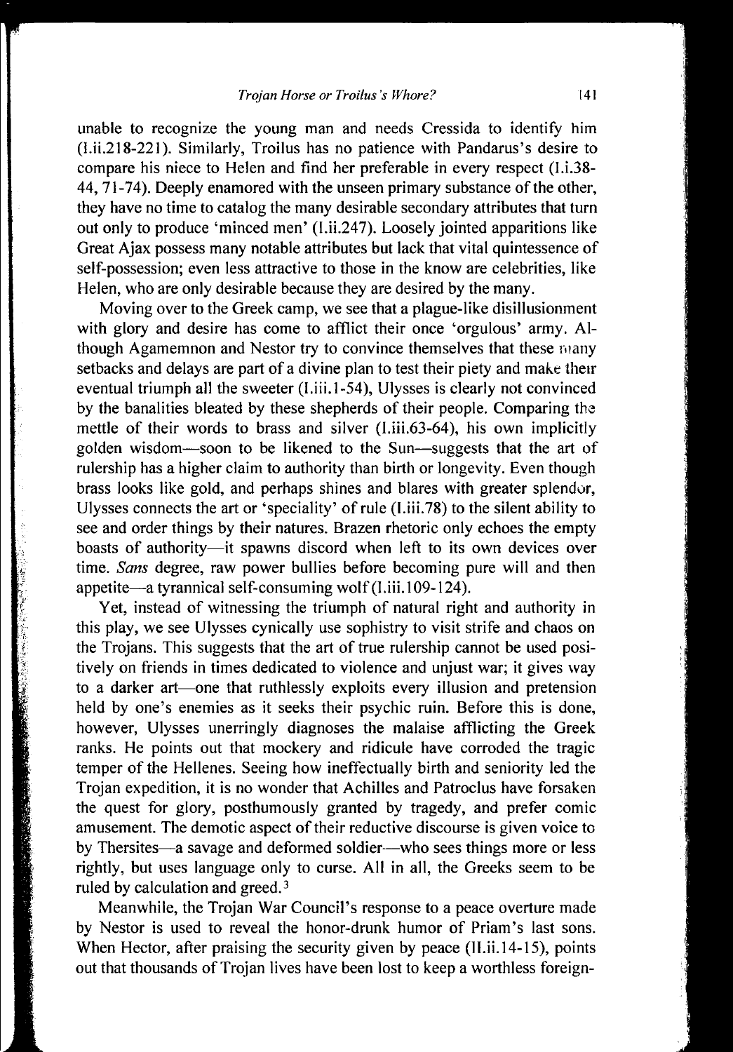unable to recognize the young man and needs Cressida to identify him (I.ii.218-221). Similarly, Troilus has no patience with Pandarus's desire to compare his niece to Helen and find her preferable in every respect (I.i.38-44, 71-74). Deeply enamored with the unseen primary substance of the other, they have no time to catalog the many desirable secondary attributes that turn out only to produce 'minced men' (I.ii.247). Loosely jointed apparitions like Great Ajax possess many notable attributes but lack that vital quintessence of self-possession; even less attractive to those in the know are celebrities, like Helen, who are only desirable because they are desired by the many.

Moving over to the Greek camp, we see that a plague-like disillusionment with glory and desire has come to afflict their once 'orgulous' army. Although Agamemnon and Nestor try to convince themselves that these many setbacks and delays are part of a divine plan to test their piety and make their eventual triumph all the sweeter (I.iii.1-54), Ulysses is clearly not convinced by the banalities bleated by these shepherds of their people. Comparing the mettle of their words to brass and silver (I.iii.63-64), his own implicitly golden wisdom—soon to be likened to the Sun—suggests that the art of rulership has a higher claim to authority than birth or longevity. Even though brass looks like gold, and perhaps shines and blares with greater splendor, Ulysses connects the art or 'speciality' of rule (I.iii.78) to the silent ability to see and order things by their natures. Brazen rhetoric only echoes the empty boasts of authority—it spawns discord when left to its own devices over time. *Sans* degree, raw power bullies before becoming pure will and then appetite—a tyrannical self-consuming wolf (I.iii.109-124).

Yet, instead of witnessing the triumph of natural right and authority in this play, we see Ulysses cynically use sophistry to visit strife and chaos on the Trojans. This suggests that the art of true rulership cannot be used positively on friends in times dedicated to violence and unjust war; it gives way to a darker art—one that ruthlessly exploits every illusion and pretension held by one's enemies as it seeks their psychic ruin. Before this is done, however, Ulysses unerringly diagnoses the malaise afflicting the Greek ranks. He points out that mockery and ridicule have corroded the tragic temper of the Hellenes. Seeing how ineffectually birth and seniority led the Trojan expedition, it is no wonder that Achilles and Patroclus have forsaken the quest for glory, posthumously granted by tragedy, and prefer comic amusement. The demotic aspect of their reductive discourse is given voice to by Thersites—a savage and deformed soldier—who sees things more or less rightly, but uses language only to curse. All in all, the Greeks seem to be ruled by calculation and greed.[3]

Meanwhile, the Trojan War Council's response to a peace overture made by Nestor is used to reveal the honor-drunk humor of Priam's last sons. When Hector, after praising the security given by peace (II.ii.14-15), points out that thousands of Trojan lives have been lost to keep a worthless foreign-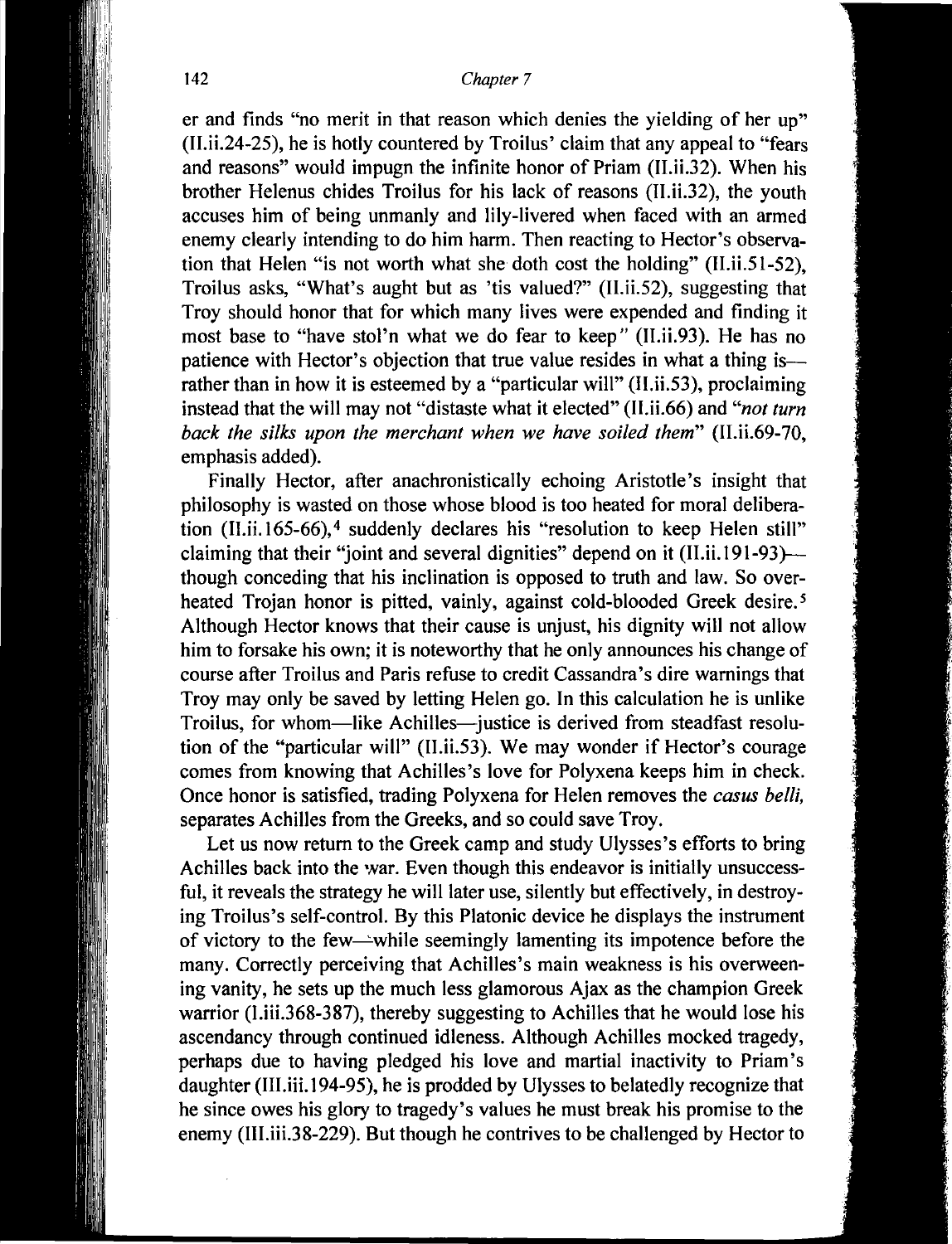er and finds "no merit in that reason which denies the yielding of her up" (II.ii.24-25), he is hotly countered by Troilus' claim that any appeal to "fears and reasons" would impugn the infinite honor of Priam (II.ii.32). When his brother Helenus chides Troilus for his lack of reasons (II.ii.32), the youth accuses him of being unmanly and lily-livered when faced with an armed enemy clearly intending to do him harm. Then reacting to Hector's observation that Helen "is not worth what she doth cost the holding" (II.ii.51-52), Troilus asks, "What's aught but as 'tis valued?" (II.ii.52), suggesting that Troy should honor that for which many lives were expended and finding it most base to "have stol'n what we do fear to keep" (II.ii.93). He has no patience with Hector's objection that true value resides in what a thing is—rather than in how it is esteemed by a "particular will" (II.ii.53), proclaiming instead that the will may not "distaste what it elected" (II.ii.66) and "*not turn back the silks upon the merchant when we have soiled them*" (II.ii.69-70, emphasis added).

Finally Hector, after anachronistically echoing Aristotle's insight that philosophy is wasted on those whose blood is too heated for moral deliberation (II.ii.165-66),[4] suddenly declares his "resolution to keep Helen still" claiming that their "joint and several dignities" depend on it (II.ii.191-93)—though conceding that his inclination is opposed to truth and law. So overheated Trojan honor is pitted, vainly, against cold-blooded Greek desire.[5] Although Hector knows that their cause is unjust, his dignity will not allow him to forsake his own; it is noteworthy that he only announces his change of course after Troilus and Paris refuse to credit Cassandra's dire warnings that Troy may only be saved by letting Helen go. In this calculation he is unlike Troilus, for whom—like Achilles—justice is derived from steadfast resolution of the "particular will" (II.ii.53). We may wonder if Hector's courage comes from knowing that Achilles's love for Polyxena keeps him in check. Once honor is satisfied, trading Polyxena for Helen removes the *casus belli*, separates Achilles from the Greeks, and so could save Troy.

Let us now return to the Greek camp and study Ulysses's efforts to bring Achilles back into the war. Even though this endeavor is initially unsuccessful, it reveals the strategy he will later use, silently but effectively, in destroying Troilus's self-control. By this Platonic device he displays the instrument of victory to the few—while seemingly lamenting its impotence before the many. Correctly perceiving that Achilles's main weakness is his overweening vanity, he sets up the much less glamorous Ajax as the champion Greek warrior (I.iii.368-387), thereby suggesting to Achilles that he would lose his ascendancy through continued idleness. Although Achilles mocked tragedy, perhaps due to having pledged his love and martial inactivity to Priam's daughter (III.iii.194-95), he is prodded by Ulysses to belatedly recognize that he since owes his glory to tragedy's values he must break his promise to the enemy (III.iii.38-229). But though he contrives to be challenged by Hector to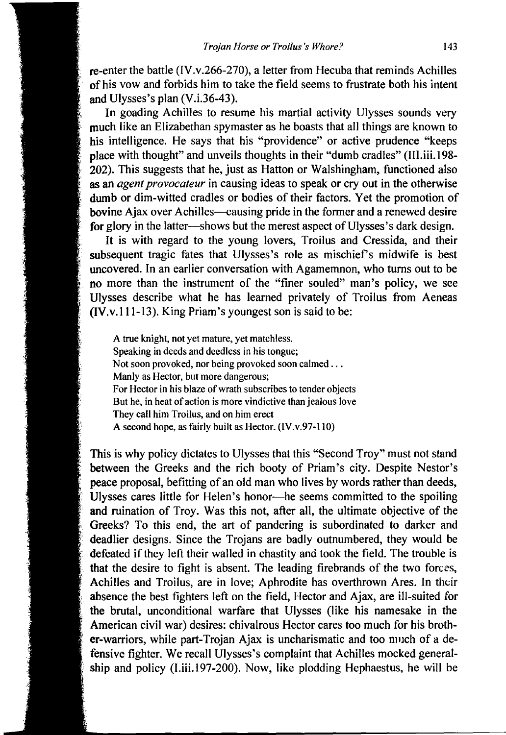re-enter the battle (IV.v.266-270), a letter from Hecuba that reminds Achilles of his vow and forbids him to take the field seems to frustrate both his intent and Ulysses's plan (V.i.36-43).

In goading Achilles to resume his martial activity Ulysses sounds very much like an Elizabethan spymaster as he boasts that all things are known to his intelligence. He says that his "providence" or active prudence "keeps place with thought" and unveils thoughts in their "dumb cradles" (III.iii.198-202). This suggests that he, just as Hatton or Walshingham, functioned also as an *agent provocateur* in causing ideas to speak or cry out in the otherwise dumb or dim-witted cradles or bodies of their factors. Yet the promotion of bovine Ajax over Achilles—causing pride in the former and a renewed desire for glory in the latter—shows but the merest aspect of Ulysses's dark design.

It is with regard to the young lovers, Troilus and Cressida, and their subsequent tragic fates that Ulysses's role as mischief's midwife is best uncovered. In an earlier conversation with Agamemnon, who turns out to be no more than the instrument of the "finer souled" man's policy, we see Ulysses describe what he has learned privately of Troilus from Aeneas (IV.v.111-13). King Priam's youngest son is said to be:

> A true knight, not yet mature, yet matchless.
> Speaking in deeds and deedless in his tongue;
> Not soon provoked, nor being provoked soon calmed . . .
> Manly as Hector, but more dangerous;
> For Hector in his blaze of wrath subscribes to tender objects
> But he, in heat of action is more vindictive than jealous love
> They call him Troilus, and on him erect
> A second hope, as fairly built as Hector. (IV.v.97-110)

This is why policy dictates to Ulysses that this "Second Troy" must not stand between the Greeks and the rich booty of Priam's city. Despite Nestor's peace proposal, befitting of an old man who lives by words rather than deeds, Ulysses cares little for Helen's honor—he seems committed to the spoiling and ruination of Troy. Was this not, after all, the ultimate objective of the Greeks? To this end, the art of pandering is subordinated to darker and deadlier designs. Since the Trojans are badly outnumbered, they would be defeated if they left their walled in chastity and took the field. The trouble is that the desire to fight is absent. The leading firebrands of the two forces, Achilles and Troilus, are in love; Aphrodite has overthrown Ares. In their absence the best fighters left on the field, Hector and Ajax, are ill-suited for the brutal, unconditional warfare that Ulysses (like his namesake in the American civil war) desires: chivalrous Hector cares too much for his brother-warriors, while part-Trojan Ajax is uncharismatic and too much of a defensive fighter. We recall Ulysses's complaint that Achilles mocked generalship and policy (I.iii.197-200). Now, like plodding Hephaestus, he will be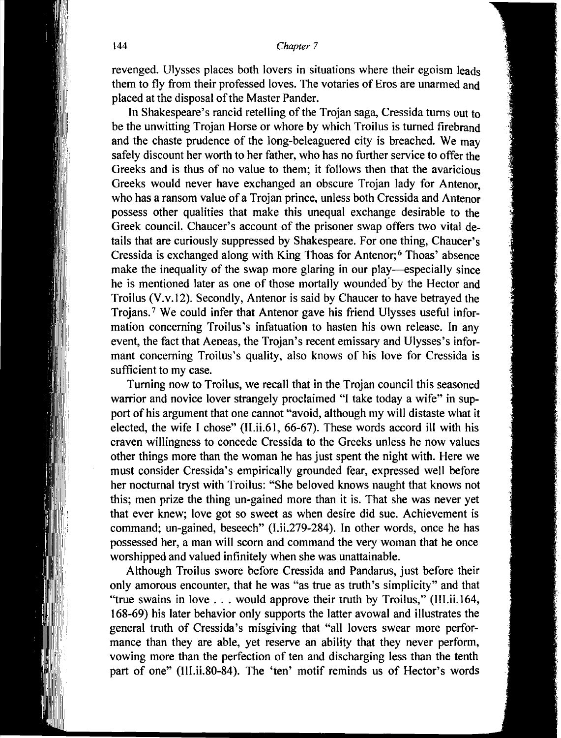revenged. Ulysses places both lovers in situations where their egoism leads them to fly from their professed loves. The votaries of Eros are unarmed and placed at the disposal of the Master Pander.

In Shakespeare's rancid retelling of the Trojan saga, Cressida turns out to be the unwitting Trojan Horse or whore by which Troilus is turned firebrand and the chaste prudence of the long-beleaguered city is breached. We may safely discount her worth to her father, who has no further service to offer the Greeks and is thus of no value to them; it follows then that the avaricious Greeks would never have exchanged an obscure Trojan lady for Antenor, who has a ransom value of a Trojan prince, unless both Cressida and Antenor possess other qualities that make this unequal exchange desirable to the Greek council. Chaucer's account of the prisoner swap offers two vital details that are curiously suppressed by Shakespeare. For one thing, Chaucer's Cressida is exchanged along with King Thoas for Antenor;[6] Thoas' absence make the inequality of the swap more glaring in our play—especially since he is mentioned later as one of those mortally wounded by the Hector and Troilus (V.v.12). Secondly, Antenor is said by Chaucer to have betrayed the Trojans.[7] We could infer that Antenor gave his friend Ulysses useful information concerning Troilus's infatuation to hasten his own release. In any event, the fact that Aeneas, the Trojan's recent emissary and Ulysses's informant concerning Troilus's quality, also knows of his love for Cressida is sufficient to my case.

Turning now to Troilus, we recall that in the Trojan council this seasoned warrior and novice lover strangely proclaimed "I take today a wife" in support of his argument that one cannot "avoid, although my will distaste what it elected, the wife I chose" (II.ii.61, 66-67). These words accord ill with his craven willingness to concede Cressida to the Greeks unless he now values other things more than the woman he has just spent the night with. Here we must consider Cressida's empirically grounded fear, expressed well before her nocturnal tryst with Troilus: "She beloved knows naught that knows not this; men prize the thing un-gained more than it is. That she was never yet that ever knew; love got so sweet as when desire did sue. Achievement is command; un-gained, beseech" (I.ii.279-284). In other words, once he has possessed her, a man will scorn and command the very woman that he once worshipped and valued infinitely when she was unattainable.

Although Troilus swore before Cressida and Pandarus, just before their only amorous encounter, that he was "as true as truth's simplicity" and that "true swains in love . . . would approve their truth by Troilus," (III.ii.164, 168-69) his later behavior only supports the latter avowal and illustrates the general truth of Cressida's misgiving that "all lovers swear more performance than they are able, yet reserve an ability that they never perform, vowing more than the perfection of ten and discharging less than the tenth part of one" (III.ii.80-84). The 'ten' motif reminds us of Hector's words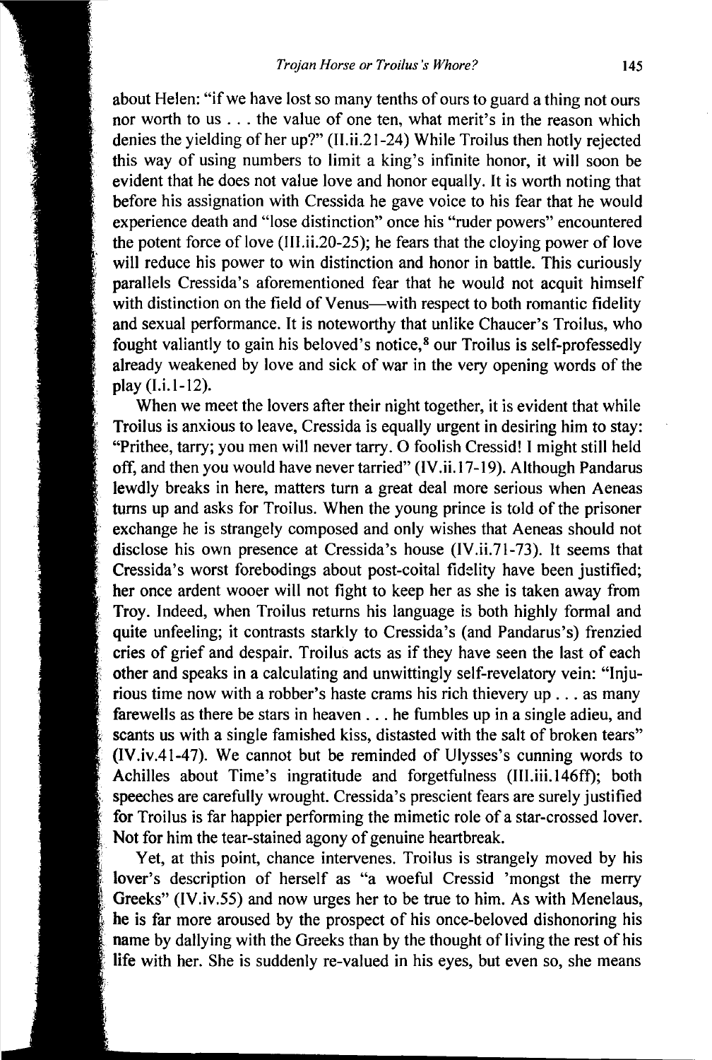about Helen: "if we have lost so many tenths of ours to guard a thing not ours nor worth to us . . . the value of one ten, what merit's in the reason which denies the yielding of her up?" (II.ii.21-24) While Troilus then hotly rejected this way of using numbers to limit a king's infinite honor, it will soon be evident that he does not value love and honor equally. It is worth noting that before his assignation with Cressida he gave voice to his fear that he would experience death and "lose distinction" once his "ruder powers" encountered the potent force of love (III.ii.20-25); he fears that the cloying power of love will reduce his power to win distinction and honor in battle. This curiously parallels Cressida's aforementioned fear that he would not acquit himself with distinction on the field of Venus—with respect to both romantic fidelity and sexual performance. It is noteworthy that unlike Chaucer's Troilus, who fought valiantly to gain his beloved's notice,[8] our Troilus is self-professedly already weakened by love and sick of war in the very opening words of the play (I.i.1-12).

When we meet the lovers after their night together, it is evident that while Troilus is anxious to leave, Cressida is equally urgent in desiring him to stay: "Prithee, tarry; you men will never tarry. O foolish Cressid! I might still held off, and then you would have never tarried" (IV.ii.17-19). Although Pandarus lewdly breaks in here, matters turn a great deal more serious when Aeneas turns up and asks for Troilus. When the young prince is told of the prisoner exchange he is strangely composed and only wishes that Aeneas should not disclose his own presence at Cressida's house (IV.ii.71-73). It seems that Cressida's worst forebodings about post-coital fidelity have been justified; her once ardent wooer will not fight to keep her as she is taken away from Troy. Indeed, when Troilus returns his language is both highly formal and quite unfeeling; it contrasts starkly to Cressida's (and Pandarus's) frenzied cries of grief and despair. Troilus acts as if they have seen the last of each other and speaks in a calculating and unwittingly self-revelatory vein: "Injurious time now with a robber's haste crams his rich thievery up . . . as many farewells as there be stars in heaven . . . he fumbles up in a single adieu, and scants us with a single famished kiss, distasted with the salt of broken tears" (IV.iv.41-47). We cannot but be reminded of Ulysses's cunning words to Achilles about Time's ingratitude and forgetfulness (III.iii.146ff); both speeches are carefully wrought. Cressida's prescient fears are surely justified for Troilus is far happier performing the mimetic role of a star-crossed lover. Not for him the tear-stained agony of genuine heartbreak.

Yet, at this point, chance intervenes. Troilus is strangely moved by his lover's description of herself as "a woeful Cressid 'mongst the merry Greeks" (IV.iv.55) and now urges her to be true to him. As with Menelaus, he is far more aroused by the prospect of his once-beloved dishonoring his name by dallying with the Greeks than by the thought of living the rest of his life with her. She is suddenly re-valued in his eyes, but even so, she means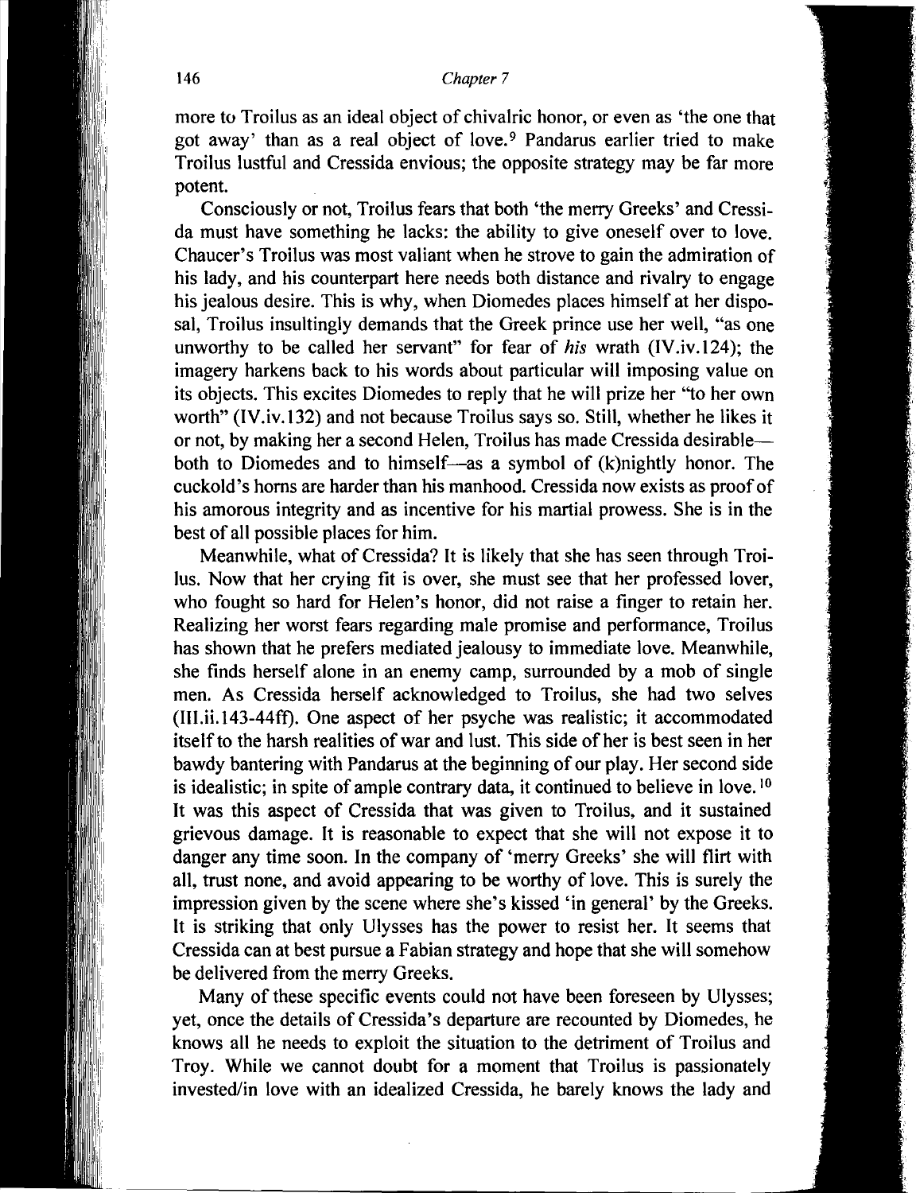more to Troilus as an ideal object of chivalric honor, or even as 'the one that got away' than as a real object of love.[9] Pandarus earlier tried to make Troilus lustful and Cressida envious; the opposite strategy may be far more potent.

Consciously or not, Troilus fears that both 'the merry Greeks' and Cressida must have something he lacks: the ability to give oneself over to love. Chaucer's Troilus was most valiant when he strove to gain the admiration of his lady, and his counterpart here needs both distance and rivalry to engage his jealous desire. This is why, when Diomedes places himself at her disposal, Troilus insultingly demands that the Greek prince use her well, "as one unworthy to be called her servant" for fear of *his* wrath (IV.iv.124); the imagery harkens back to his words about particular will imposing value on its objects. This excites Diomedes to reply that he will prize her "to her own worth" (IV.iv.132) and not because Troilus says so. Still, whether he likes it or not, by making her a second Helen, Troilus has made Cressida desirable—both to Diomedes and to himself—as a symbol of (k)nightly honor. The cuckold's horns are harder than his manhood. Cressida now exists as proof of his amorous integrity and as incentive for his martial prowess. She is in the best of all possible places for him.

Meanwhile, what of Cressida? It is likely that she has seen through Troilus. Now that her crying fit is over, she must see that her professed lover, who fought so hard for Helen's honor, did not raise a finger to retain her. Realizing her worst fears regarding male promise and performance, Troilus has shown that he prefers mediated jealousy to immediate love. Meanwhile, she finds herself alone in an enemy camp, surrounded by a mob of single men. As Cressida herself acknowledged to Troilus, she had two selves (III.ii.143-44ff). One aspect of her psyche was realistic; it accommodated itself to the harsh realities of war and lust. This side of her is best seen in her bawdy bantering with Pandarus at the beginning of our play. Her second side is idealistic; in spite of ample contrary data, it continued to believe in love.[10] It was this aspect of Cressida that was given to Troilus, and it sustained grievous damage. It is reasonable to expect that she will not expose it to danger any time soon. In the company of 'merry Greeks' she will flirt with all, trust none, and avoid appearing to be worthy of love. This is surely the impression given by the scene where she's kissed 'in general' by the Greeks. It is striking that only Ulysses has the power to resist her. It seems that Cressida can at best pursue a Fabian strategy and hope that she will somehow be delivered from the merry Greeks.

Many of these specific events could not have been foreseen by Ulysses; yet, once the details of Cressida's departure are recounted by Diomedes, he knows all he needs to exploit the situation to the detriment of Troilus and Troy. While we cannot doubt for a moment that Troilus is passionately invested/in love with an idealized Cressida, he barely knows the lady and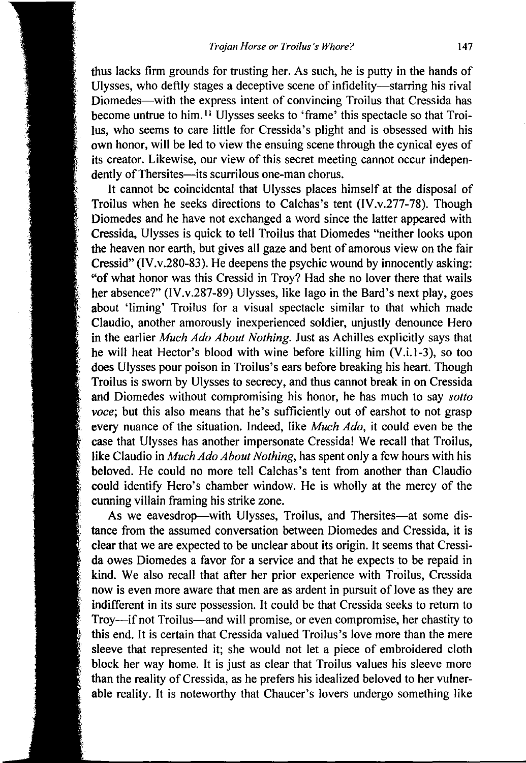thus lacks firm grounds for trusting her. As such, he is putty in the hands of Ulysses, who deftly stages a deceptive scene of infidelity—starring his rival Diomedes—with the express intent of convincing Troilus that Cressida has become untrue to him.[11] Ulysses seeks to 'frame' this spectacle so that Troilus, who seems to care little for Cressida's plight and is obsessed with his own honor, will be led to view the ensuing scene through the cynical eyes of its creator. Likewise, our view of this secret meeting cannot occur independently of Thersites—its scurrilous one-man chorus.

It cannot be coincidental that Ulysses places himself at the disposal of Troilus when he seeks directions to Calchas's tent (IV.v.277-78). Though Diomedes and he have not exchanged a word since the latter appeared with Cressida, Ulysses is quick to tell Troilus that Diomedes "neither looks upon the heaven nor earth, but gives all gaze and bent of amorous view on the fair Cressid" (IV.v.280-83). He deepens the psychic wound by innocently asking: "of what honor was this Cressid in Troy? Had she no lover there that wails her absence?" (IV.v.287-89) Ulysses, like Iago in the Bard's next play, goes about 'liming' Troilus for a visual spectacle similar to that which made Claudio, another amorously inexperienced soldier, unjustly denounce Hero in the earlier *Much Ado About Nothing*. Just as Achilles explicitly says that he will heat Hector's blood with wine before killing him (V.i.1-3), so too does Ulysses pour poison in Troilus's ears before breaking his heart. Though Troilus is sworn by Ulysses to secrecy, and thus cannot break in on Cressida and Diomedes without compromising his honor, he has much to say *sotto voce*; but this also means that he's sufficiently out of earshot to not grasp every nuance of the situation. Indeed, like *Much Ado*, it could even be the case that Ulysses has another impersonate Cressida! We recall that Troilus, like Claudio in *Much Ado About Nothing*, has spent only a few hours with his beloved. He could no more tell Calchas's tent from another than Claudio could identify Hero's chamber window. He is wholly at the mercy of the cunning villain framing his strike zone.

As we eavesdrop—with Ulysses, Troilus, and Thersites—at some distance from the assumed conversation between Diomedes and Cressida, it is clear that we are expected to be unclear about its origin. It seems that Cressida owes Diomedes a favor for a service and that he expects to be repaid in kind. We also recall that after her prior experience with Troilus, Cressida now is even more aware that men are as ardent in pursuit of love as they are indifferent in its sure possession. It could be that Cressida seeks to return to Troy—if not Troilus—and will promise, or even compromise, her chastity to this end. It is certain that Cressida valued Troilus's love more than the mere sleeve that represented it; she would not let a piece of embroidered cloth block her way home. It is just as clear that Troilus values his sleeve more than the reality of Cressida, as he prefers his idealized beloved to her vulnerable reality. It is noteworthy that Chaucer's lovers undergo something like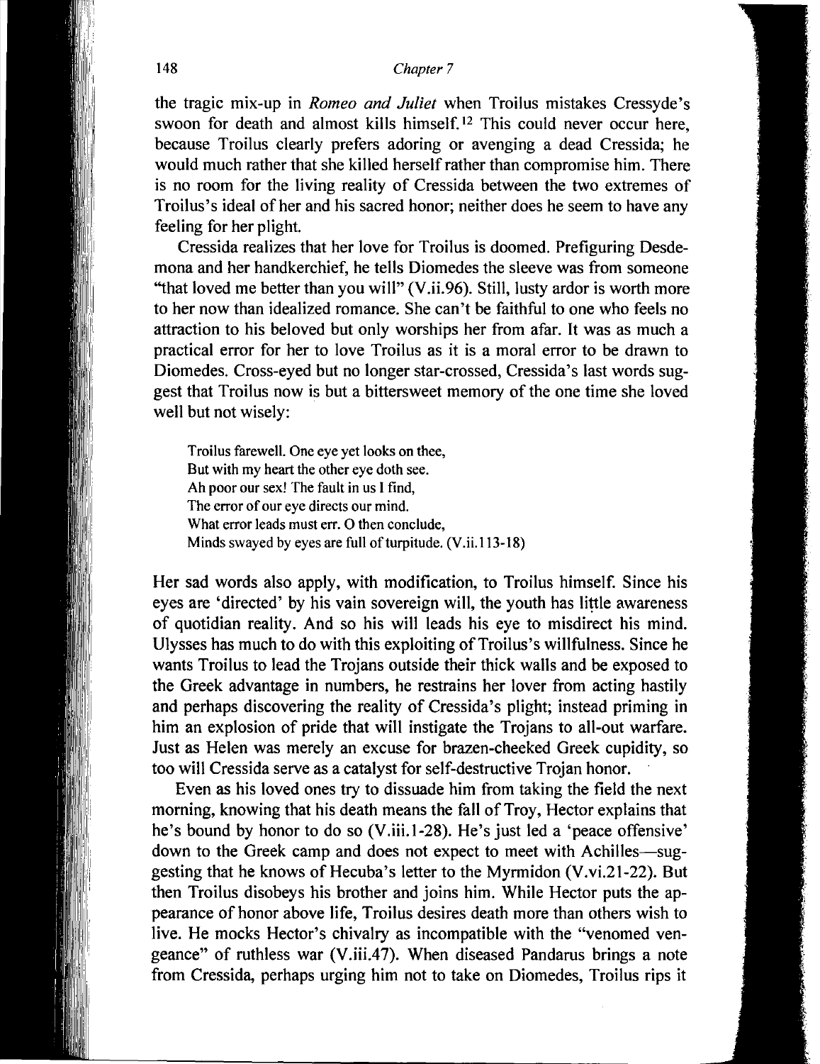the tragic mix-up in *Romeo and Juliet* when Troilus mistakes Cressyde's swoon for death and almost kills himself.[12] This could never occur here, because Troilus clearly prefers adoring or avenging a dead Cressida; he would much rather that she killed herself rather than compromise him. There is no room for the living reality of Cressida between the two extremes of Troilus's ideal of her and his sacred honor; neither does he seem to have any feeling for her plight.

Cressida realizes that her love for Troilus is doomed. Prefiguring Desdemona and her handkerchief, he tells Diomedes the sleeve was from someone "that loved me better than you will" (V.ii.96). Still, lusty ardor is worth more to her now than idealized romance. She can't be faithful to one who feels no attraction to his beloved but only worships her from afar. It was as much a practical error for her to love Troilus as it is a moral error to be drawn to Diomedes. Cross-eyed but no longer star-crossed, Cressida's last words suggest that Troilus now is but a bittersweet memory of the one time she loved well but not wisely:

> Troilus farewell. One eye yet looks on thee,
> But with my heart the other eye doth see.
> Ah poor our sex! The fault in us I find,
> The error of our eye directs our mind.
> What error leads must err. O then conclude,
> Minds swayed by eyes are full of turpitude. (V.ii.113-18)

Her sad words also apply, with modification, to Troilus himself. Since his eyes are 'directed' by his vain sovereign will, the youth has little awareness of quotidian reality. And so his will leads his eye to misdirect his mind. Ulysses has much to do with this exploiting of Troilus's willfulness. Since he wants Troilus to lead the Trojans outside their thick walls and be exposed to the Greek advantage in numbers, he restrains her lover from acting hastily and perhaps discovering the reality of Cressida's plight; instead priming in him an explosion of pride that will instigate the Trojans to all-out warfare. Just as Helen was merely an excuse for brazen-cheeked Greek cupidity, so too will Cressida serve as a catalyst for self-destructive Trojan honor.

Even as his loved ones try to dissuade him from taking the field the next morning, knowing that his death means the fall of Troy, Hector explains that he's bound by honor to do so (V.iii.1-28). He's just led a 'peace offensive' down to the Greek camp and does not expect to meet with Achilles—suggesting that he knows of Hecuba's letter to the Myrmidon (V.vi.21-22). But then Troilus disobeys his brother and joins him. While Hector puts the appearance of honor above life, Troilus desires death more than others wish to live. He mocks Hector's chivalry as incompatible with the "venomed vengeance" of ruthless war (V.iii.47). When diseased Pandarus brings a note from Cressida, perhaps urging him not to take on Diomedes, Troilus rips it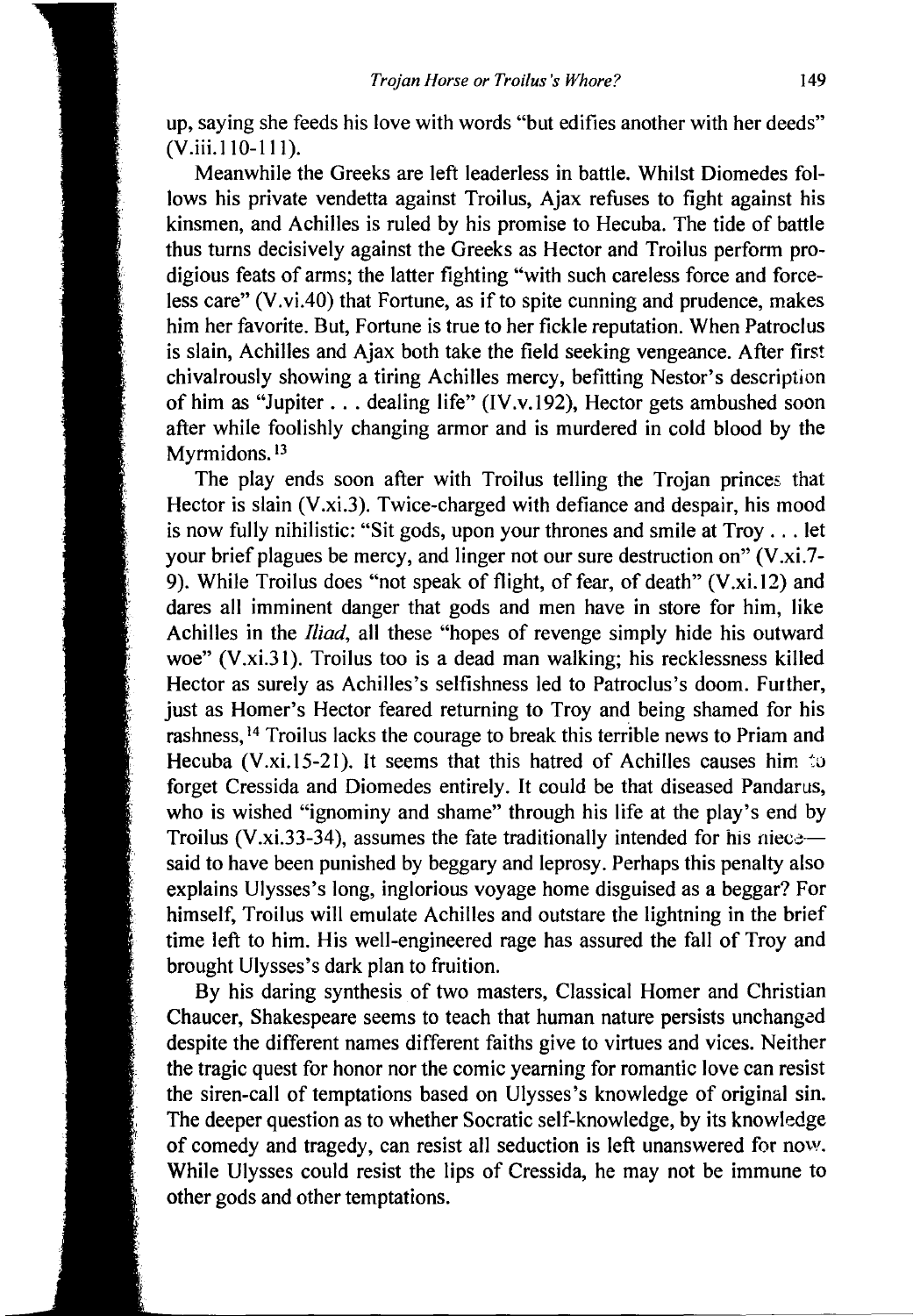up, saying she feeds his love with words "but edifies another with her deeds" (V.iii.110-111).

Meanwhile the Greeks are left leaderless in battle. Whilst Diomedes follows his private vendetta against Troilus, Ajax refuses to fight against his kinsmen, and Achilles is ruled by his promise to Hecuba. The tide of battle thus turns decisively against the Greeks as Hector and Troilus perform prodigious feats of arms; the latter fighting "with such careless force and forceless care" (V.vi.40) that Fortune, as if to spite cunning and prudence, makes him her favorite. But, Fortune is true to her fickle reputation. When Patroclus is slain, Achilles and Ajax both take the field seeking vengeance. After first chivalrously showing a tiring Achilles mercy, befitting Nestor's description of him as "Jupiter . . . dealing life" (IV.v.192), Hector gets ambushed soon after while foolishly changing armor and is murdered in cold blood by the Myrmidons.[13]

The play ends soon after with Troilus telling the Trojan princes that Hector is slain (V.xi.3). Twice-charged with defiance and despair, his mood is now fully nihilistic: "Sit gods, upon your thrones and smile at Troy . . . let your brief plagues be mercy, and linger not our sure destruction on" (V.xi.7-9). While Troilus does "not speak of flight, of fear, of death" (V.xi.12) and dares all imminent danger that gods and men have in store for him, like Achilles in the *Iliad*, all these "hopes of revenge simply hide his outward woe" (V.xi.31). Troilus too is a dead man walking; his recklessness killed Hector as surely as Achilles's selfishness led to Patroclus's doom. Further, just as Homer's Hector feared returning to Troy and being shamed for his rashness,[14] Troilus lacks the courage to break this terrible news to Priam and Hecuba (V.xi.15-21). It seems that this hatred of Achilles causes him to forget Cressida and Diomedes entirely. It could be that diseased Pandarus, who is wished "ignominy and shame" through his life at the play's end by Troilus (V.xi.33-34), assumes the fate traditionally intended for his niece—said to have been punished by beggary and leprosy. Perhaps this penalty also explains Ulysses's long, inglorious voyage home disguised as a beggar? For himself, Troilus will emulate Achilles and outstare the lightning in the brief time left to him. His well-engineered rage has assured the fall of Troy and brought Ulysses's dark plan to fruition.

By his daring synthesis of two masters, Classical Homer and Christian Chaucer, Shakespeare seems to teach that human nature persists unchanged despite the different names different faiths give to virtues and vices. Neither the tragic quest for honor nor the comic yearning for romantic love can resist the siren-call of temptations based on Ulysses's knowledge of original sin. The deeper question as to whether Socratic self-knowledge, by its knowledge of comedy and tragedy, can resist all seduction is left unanswered for now. While Ulysses could resist the lips of Cressida, he may not be immune to other gods and other temptations.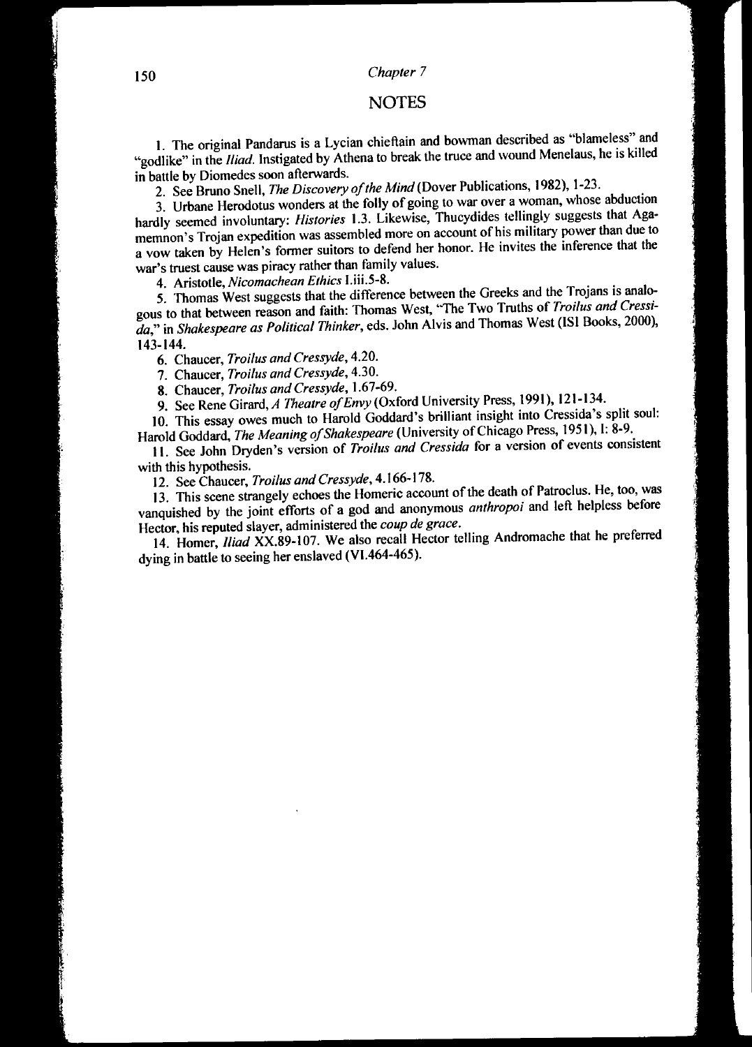## NOTES

1. The original Pandarus is a Lycian chieftain and bowman described as "blameless" and "godlike" in the *Iliad*. Instigated by Athena to break the truce and wound Menelaus, he is killed in battle by Diomedes soon afterwards.

2. See Bruno Snell, *The Discovery of the Mind* (Dover Publications, 1982), 1-23.

3. Urbane Herodotus wonders at the folly of going to war over a woman, whose abduction hardly seemed involuntary: *Histories* 1.3. Likewise, Thucydides tellingly suggests that Agamemnon's Trojan expedition was assembled more on account of his military power than due to a vow taken by Helen's former suitors to defend her honor. He invites the inference that the war's truest cause was piracy rather than family values.

4. Aristotle, *Nicomachean Ethics* I.iii.5-8.

5. Thomas West suggests that the difference between the Greeks and the Trojans is analogous to that between reason and faith: Thomas West, "The Two Truths of *Troilus and Cressida*," in *Shakespeare as Political Thinker*, eds. John Alvis and Thomas West (ISI Books, 2000), 143-144.

6. Chaucer, *Troilus and Cressyde*, 4.20.

7. Chaucer, *Troilus and Cressyde*, 4.30.

8. Chaucer, *Troilus and Cressyde*, 1.67-69.

9. See Rene Girard, *A Theatre of Envy* (Oxford University Press, 1991), 121-134.

10. This essay owes much to Harold Goddard's brilliant insight into Cressida's split soul: Harold Goddard, *The Meaning of Shakespeare* (University of Chicago Press, 1951), I: 8-9.

11. See John Dryden's version of *Troilus and Cressida* for a version of events consistent with this hypothesis.

12. See Chaucer, *Troilus and Cressyde*, 4.166-178.

13. This scene strangely echoes the Homeric account of the death of Patroclus. He, too, was vanquished by the joint efforts of a god and anonymous *anthropoi* and left helpless before Hector, his reputed slayer, administered the *coup de grace*.

14. Homer, *Iliad* XX.89-107. We also recall Hector telling Andromache that he preferred dying in battle to seeing her enslaved (VI.464-465).